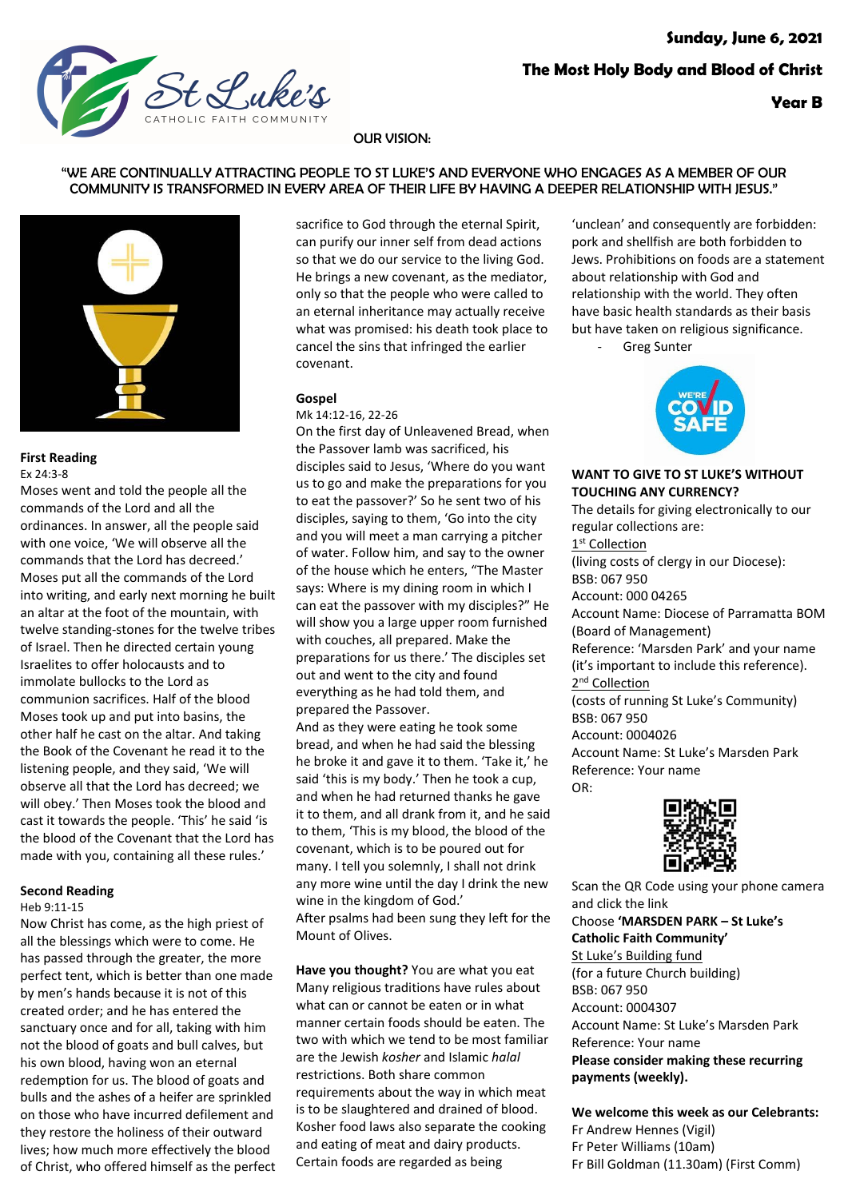**Sunday, June 6, 2021**

**The Most Holy Body and Blood of Christ**

**Year B**

St Luke's CATHOLIC FAITH COMMUNITY

OUR VISION:

"WE ARE CONTINUALLY ATTRACTING PEOPLE TO ST LUKE'S AND EVERYONE WHO ENGAGES AS A MEMBER OF OUR COMMUNITY IS TRANSFORMED IN EVERY AREA OF THEIR LIFE BY HAVING A DEEPER RELATIONSHIP WITH JESUS."

**First Reading**

Ex 24:3-8

Moses went and told the people all the commands of the Lord and all the ordinances. In answer, all the people said with one voice, 'We will observe all the commands that the Lord has decreed.' Moses put all the commands of the Lord into writing, and early next morning he built an altar at the foot of the mountain, with twelve standing-stones for the twelve tribes of Israel. Then he directed certain young Israelites to offer holocausts and to immolate bullocks to the Lord as communion sacrifices. Half of the blood Moses took up and put into basins, the other half he cast on the altar. And taking the Book of the Covenant he read it to the listening people, and they said, 'We will observe all that the Lord has decreed; we will obey.' Then Moses took the blood and cast it towards the people. 'This' he said 'is the blood of the Covenant that the Lord has made with you, containing all these rules.'

**Second Reading**

Heb 9:11-15

Now Christ has come, as the high priest of all the blessings which were to come. He has passed through the greater, the more perfect tent, which is better than one made by men's hands because it is not of this created order; and he has entered the sanctuary once and for all, taking with him not the blood of goats and bull calves, but his own blood, having won an eternal redemption for us. The blood of goats and bulls and the ashes of a heifer are sprinkled on those who have incurred defilement and they restore the holiness of their outward lives; how much more effectively the blood of Christ, who offered himself as the perfect sacrifice to God through the eternal Spirit, can purify our inner self from dead actions so that we do our service to the living God. He brings a new covenant, as the mediator, only so that the people who were called to an eternal inheritance may actually receive what was promised: his death took place to cancel the sins that infringed the earlier covenant.

**Gospel**

Mk 14:12-16, 22-26

On the first day of Unleavened Bread, when the Passover lamb was sacrificed, his disciples said to Jesus, 'Where do you want us to go and make the preparations for you to eat the passover?' So he sent two of his disciples, saying to them, 'Go into the city and you will meet a man carrying a pitcher of water. Follow him, and say to the owner of the house which he enters, "The Master says: Where is my dining room in which I can eat the passover with my disciples?" He will show you a large upper room furnished with couches, all prepared. Make the preparations for us there.' The disciples set out and went to the city and found everything as he had told them, and prepared the Passover.

And as they were eating he took some bread, and when he had said the blessing he broke it and gave it to them. 'Take it,' he said 'this is my body.' Then he took a cup, and when he had returned thanks he gave it to them, and all drank from it, and he said to them, 'This is my blood, the blood of the covenant, which is to be poured out for many. I tell you solemnly, I shall not drink any more wine until the day I drink the new wine in the kingdom of God.'

After psalms had been sung they left for the Mount of Olives.

**Have you thought?** You are what you eat

Many religious traditions have rules about what can or cannot be eaten or in what manner certain foods should be eaten. The two with which we tend to be most familiar are the Jewish *kosher* and Islamic *halal* restrictions. Both share common requirements about the way in which meat is to be slaughtered and drained of blood. Kosher food laws also separate the cooking and eating of meat and dairy products. Certain foods are regarded as being 'unclean' and consequently are forbidden: pork and shellfish are both forbidden to Jews. Prohibitions on foods are a statement about relationship with God and relationship with the world. They often have basic health standards as their basis but have taken on religious significance.

- Greg Sunter

WE'RE COVID SAFE

**WANT TO GIVE TO ST LUKE'S WITHOUT TOUCHING ANY CURRENCY?**

The details for giving electronically to our regular collections are:

1st Collection

(living costs of clergy in our Diocese):
BSB: 067 950
Account: 000 04265
Account Name: Diocese of Parramatta BOM (Board of Management)
Reference: 'Marsden Park' and your name (it's important to include this reference).

2nd Collection

(costs of running St Luke's Community)
BSB: 067 950
Account: 0004026
Account Name: St Luke's Marsden Park
Reference: Your name

OR:

Scan the QR Code using your phone camera and click the link
Choose **'MARSDEN PARK – St Luke's Catholic Faith Community'**

St Luke's Building fund

(for a future Church building)
BSB: 067 950
Account: 0004307
Account Name: St Luke's Marsden Park
Reference: Your name

**Please consider making these recurring payments (weekly).**

**We welcome this week as our Celebrants:**

Fr Andrew Hennes (Vigil)
Fr Peter Williams (10am)
Fr Bill Goldman (11.30am) (First Comm)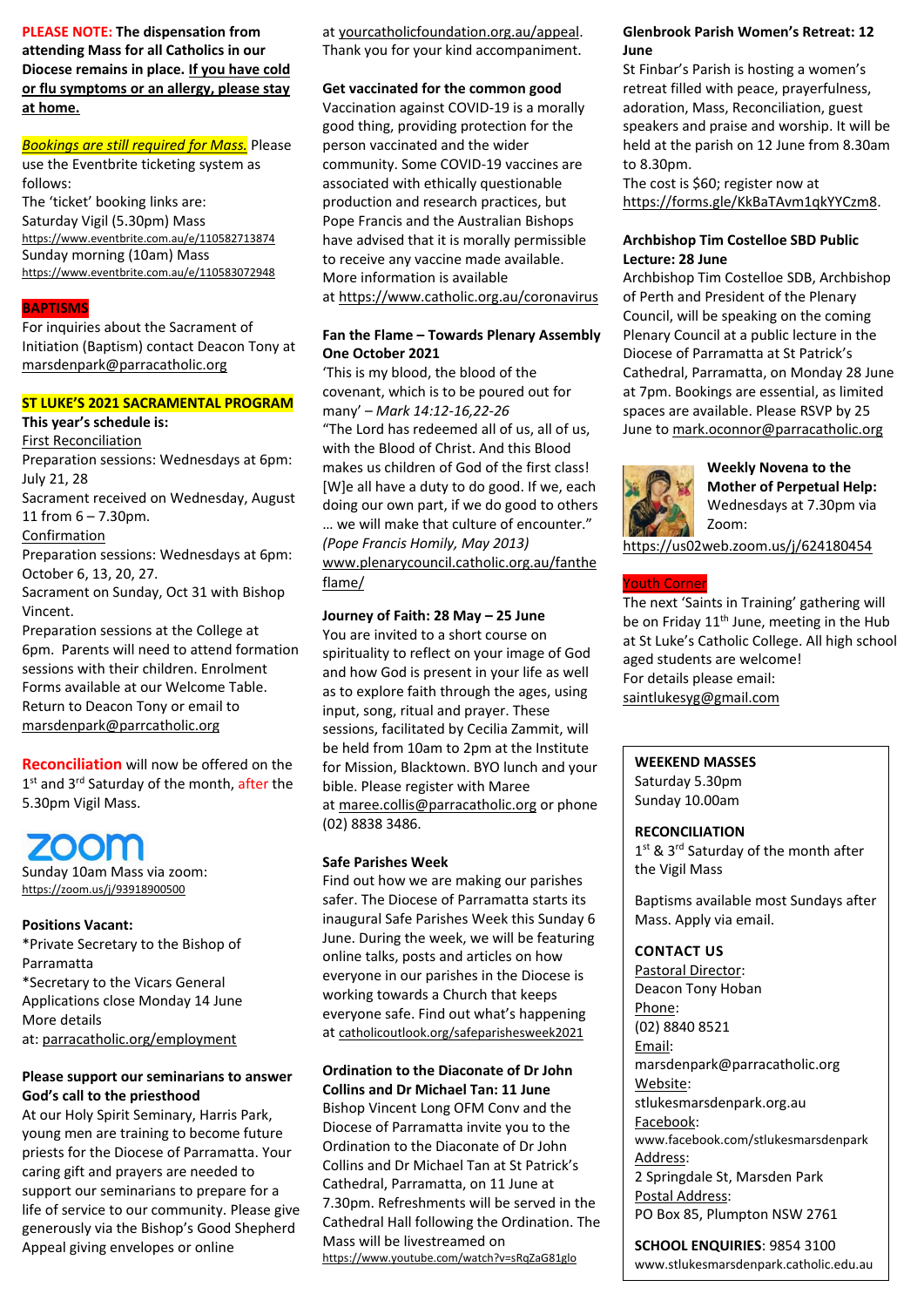**PLEASE NOTE: The dispensation from attending Mass for all Catholics in our Diocese remains in place. If you have cold or flu symptoms or an allergy, please stay at home.**

*Bookings are still required for Mass.* Please use the Eventbrite ticketing system as follows:
The 'ticket' booking links are:
Saturday Vigil (5.30pm) Mass
https://www.eventbrite.com.au/e/110582713874
Sunday morning (10am) Mass
https://www.eventbrite.com.au/e/110583072948

**BAPTISMS**

For inquiries about the Sacrament of Initiation (Baptism) contact Deacon Tony at marsdenpark@parracatholic.org

**ST LUKE'S 2021 SACRAMENTAL PROGRAM**

**This year's schedule is:**

First Reconciliation
Preparation sessions: Wednesdays at 6pm: July 21, 28
Sacrament received on Wednesday, August 11 from 6 – 7.30pm.

Confirmation
Preparation sessions: Wednesdays at 6pm: October 6, 13, 20, 27.
Sacrament on Sunday, Oct 31 with Bishop Vincent.

Preparation sessions at the College at 6pm. Parents will need to attend formation sessions with their children. Enrolment Forms available at our Welcome Table. Return to Deacon Tony or email to marsdenpark@parrcatholic.org

**Reconciliation** will now be offered on the 1st and 3rd Saturday of the month, after the 5.30pm Vigil Mass.

zoom
Sunday 10am Mass via zoom:
https://zoom.us/j/93918900500

**Positions Vacant:**
*Private Secretary to the Bishop of Parramatta
*Secretary to the Vicars General
Applications close Monday 14 June
More details at: parracatholic.org/employment

**Please support our seminarians to answer God's call to the priesthood**

At our Holy Spirit Seminary, Harris Park, young men are training to become future priests for the Diocese of Parramatta. Your caring gift and prayers are needed to support our seminarians to prepare for a life of service to our community. Please give generously via the Bishop's Good Shepherd Appeal giving envelopes or online at yourcatholicfoundation.org.au/appeal. Thank you for your kind accompaniment.

**Get vaccinated for the common good**

Vaccination against COVID-19 is a morally good thing, providing protection for the person vaccinated and the wider community. Some COVID-19 vaccines are associated with ethically questionable production and research practices, but Pope Francis and the Australian Bishops have advised that it is morally permissible to receive any vaccine made available. More information is available at https://www.catholic.org.au/coronavirus

**Fan the Flame – Towards Plenary Assembly One October 2021**

'This is my blood, the blood of the covenant, which is to be poured out for many' *– Mark 14:12-16,22-26*
"The Lord has redeemed all of us, all of us, with the Blood of Christ. And this Blood makes us children of God of the first class! [W]e all have a duty to do good. If we, each doing our own part, if we do good to others … we will make that culture of encounter." *(Pope Francis Homily, May 2013)*
www.plenarycouncil.catholic.org.au/fantheflame/

**Journey of Faith: 28 May – 25 June**

You are invited to a short course on spirituality to reflect on your image of God and how God is present in your life as well as to explore faith through the ages, using input, song, ritual and prayer. These sessions, facilitated by Cecilia Zammit, will be held from 10am to 2pm at the Institute for Mission, Blacktown. BYO lunch and your bible. Please register with Maree at maree.collis@parracatholic.org or phone (02) 8838 3486.

**Safe Parishes Week**

Find out how we are making our parishes safer. The Diocese of Parramatta starts its inaugural Safe Parishes Week this Sunday 6 June. During the week, we will be featuring online talks, posts and articles on how everyone in our parishes in the Diocese is working towards a Church that keeps everyone safe. Find out what's happening at catholicoutlook.org/safeparishesweek2021

**Ordination to the Diaconate of Dr John Collins and Dr Michael Tan: 11 June**

Bishop Vincent Long OFM Conv and the Diocese of Parramatta invite you to the Ordination to the Diaconate of Dr John Collins and Dr Michael Tan at St Patrick's Cathedral, Parramatta, on 11 June at 7.30pm. Refreshments will be served in the Cathedral Hall following the Ordination. The Mass will be livestreamed on https://www.youtube.com/watch?v=sRqZaG81glo

**Glenbrook Parish Women's Retreat: 12 June**

St Finbar's Parish is hosting a women's retreat filled with peace, prayerfulness, adoration, Mass, Reconciliation, guest speakers and praise and worship. It will be held at the parish on 12 June from 8.30am to 8.30pm.
The cost is $60; register now at https://forms.gle/KkBaTAvm1qkYYCzm8.

**Archbishop Tim Costelloe SBD Public Lecture: 28 June**

Archbishop Tim Costelloe SDB, Archbishop of Perth and President of the Plenary Council, will be speaking on the coming Plenary Council at a public lecture in the Diocese of Parramatta at St Patrick's Cathedral, Parramatta, on Monday 28 June at 7pm. Bookings are essential, as limited spaces are available. Please RSVP by 25 June to mark.oconnor@parracatholic.org

**Weekly Novena to the Mother of Perpetual Help:** Wednesdays at 7.30pm via Zoom:
https://us02web.zoom.us/j/624180454

**Youth Corner**

The next 'Saints in Training' gathering will be on Friday 11th June, meeting in the Hub at St Luke's Catholic College. All high school aged students are welcome!
For details please email: saintlukesyg@gmail.com

**WEEKEND MASSES**
Saturday 5.30pm
Sunday 10.00am

**RECONCILIATION**
1st & 3rd Saturday of the month after the Vigil Mass

Baptisms available most Sundays after Mass. Apply via email.

**CONTACT US**
Pastoral Director:
Deacon Tony Hoban
Phone:
(02) 8840 8521
Email:
marsdenpark@parracatholic.org
Website:
stlukesmarsdenpark.org.au
Facebook:
www.facebook.com/stlukesmarsdenpark
Address:
2 Springdale St, Marsden Park
Postal Address:
PO Box 85, Plumpton NSW 2761

**SCHOOL ENQUIRIES**: 9854 3100
www.stlukesmarsdenpark.catholic.edu.au